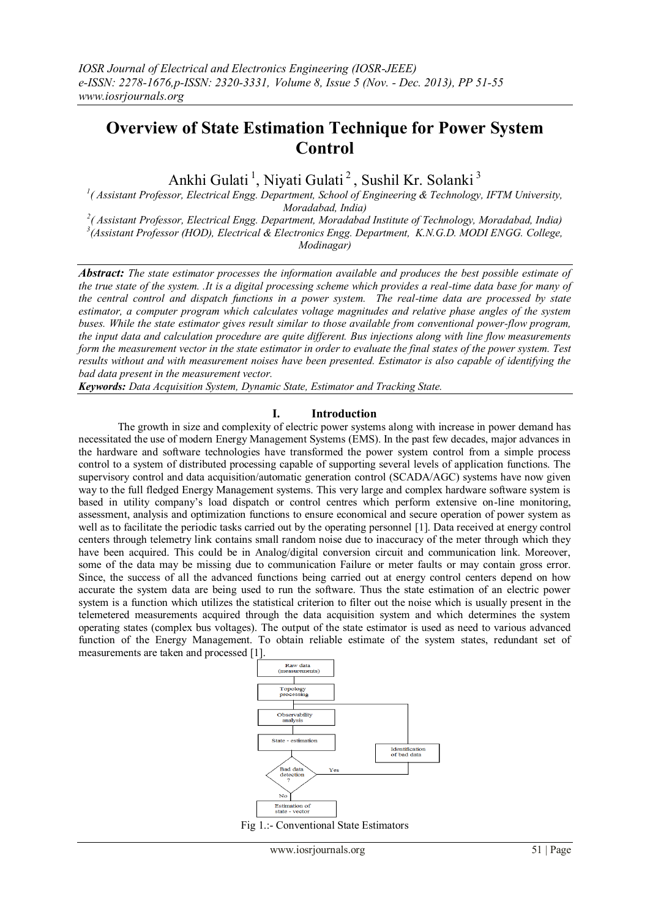# Overview of State Estimation Technique for Power System Control

Ankhi Gulati [1], Niyati Gulati [2], Sushil Kr. Solanki [3]

[1]( Assistant Professor, Electrical Engg. Department, School of Engineering & Technology, IFTM University, Moradabad, India)

[2]( Assistant Professor, Electrical Engg. Department, Moradabad Institute of Technology, Moradabad, India)

[3](Assistant Professor (HOD), Electrical & Electronics Engg. Department, K.N.G.D. MODI ENGG. College, Modinagar)

***Abstract:*** *The state estimator processes the information available and produces the best possible estimate of the true state of the system. .It is a digital processing scheme which provides a real-time data base for many of the central control and dispatch functions in a power system. The real-time data are processed by state estimator, a computer program which calculates voltage magnitudes and relative phase angles of the system buses. While the state estimator gives result similar to those available from conventional power-flow program, the input data and calculation procedure are quite different. Bus injections along with line flow measurements form the measurement vector in the state estimator in order to evaluate the final states of the power system. Test results without and with measurement noises have been presented. Estimator is also capable of identifying the bad data present in the measurement vector.*

***Keywords:*** *Data Acquisition System, Dynamic State, Estimator and Tracking State.*

## I. Introduction

The growth in size and complexity of electric power systems along with increase in power demand has necessitated the use of modern Energy Management Systems (EMS). In the past few decades, major advances in the hardware and software technologies have transformed the power system control from a simple process control to a system of distributed processing capable of supporting several levels of application functions. The supervisory control and data acquisition/automatic generation control (SCADA/AGC) systems have now given way to the full fledged Energy Management systems. This very large and complex hardware software system is based in utility company's load dispatch or control centres which perform extensive on-line monitoring, assessment, analysis and optimization functions to ensure economical and secure operation of power system as well as to facilitate the periodic tasks carried out by the operating personnel [1]. Data received at energy control centers through telemetry link contains small random noise due to inaccuracy of the meter through which they have been acquired. This could be in Analog/digital conversion circuit and communication link. Moreover, some of the data may be missing due to communication Failure or meter faults or may contain gross error. Since, the success of all the advanced functions being carried out at energy control centers depend on how accurate the system data are being used to run the software. Thus the state estimation of an electric power system is a function which utilizes the statistical criterion to filter out the noise which is usually present in the telemetered measurements acquired through the data acquisition system and which determines the system operating states (complex bus voltages). The output of the state estimator is used as need to various advanced function of the Energy Management. To obtain reliable estimate of the system states, redundant set of measurements are taken and processed [1].

Raw data (measurements) → Topology processing → Observability analysis → State - estimation → Bad data detection ? — Yes → Identification of bad data; No → Estimation of state - vector

Fig 1.:- Conventional State Estimators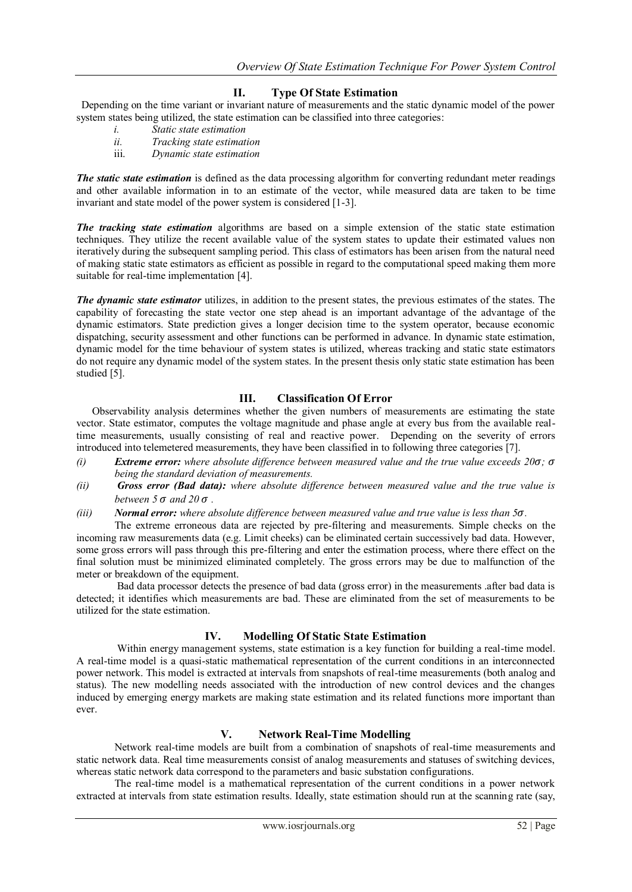## II. Type Of State Estimation

Depending on the time variant or invariant nature of measurements and the static dynamic model of the power system states being utilized, the state estimation can be classified into three categories:

*i. Static state estimation*
*ii. Tracking state estimation*
iii. *Dynamic state estimation*

***The static state estimation*** is defined as the data processing algorithm for converting redundant meter readings and other available information in to an estimate of the vector, while measured data are taken to be time invariant and state model of the power system is considered [1-3].

***The tracking state estimation*** algorithms are based on a simple extension of the static state estimation techniques. They utilize the recent available value of the system states to update their estimated values non iteratively during the subsequent sampling period. This class of estimators has been arisen from the natural need of making static state estimators as efficient as possible in regard to the computational speed making them more suitable for real-time implementation [4].

***The dynamic state estimator*** utilizes, in addition to the present states, the previous estimates of the states. The capability of forecasting the state vector one step ahead is an important advantage of the advantage of the dynamic estimators. State prediction gives a longer decision time to the system operator, because economic dispatching, security assessment and other functions can be performed in advance. In dynamic state estimation, dynamic model for the time behaviour of system states is utilized, whereas tracking and static state estimators do not require any dynamic model of the system states. In the present thesis only static state estimation has been studied [5].

## III. Classification Of Error

Observability analysis determines whether the given numbers of measurements are estimating the state vector. State estimator, computes the voltage magnitude and phase angle at every bus from the available real-time measurements, usually consisting of real and reactive power. Depending on the severity of errors introduced into telemetered measurements, they have been classified in to following three categories [7].

*(i)* ***Extreme error:*** *where absolute difference between measured value and the true value exceeds $20\sigma$; $\sigma$ being the standard deviation of measurements.*

*(ii)* ***Gross error (Bad data):*** *where absolute difference between measured value and the true value is between $5\,\sigma$ and $20\,\sigma$ .*

*(iii)* ***Normal error:*** *where absolute difference between measured value and true value is less than $5\sigma$.*

The extreme erroneous data are rejected by pre-filtering and measurements. Simple checks on the incoming raw measurements data (e.g. Limit cheeks) can be eliminated certain successively bad data. However, some gross errors will pass through this pre-filtering and enter the estimation process, where there effect on the final solution must be minimized eliminated completely. The gross errors may be due to malfunction of the meter or breakdown of the equipment.

Bad data processor detects the presence of bad data (gross error) in the measurements .after bad data is detected; it identifies which measurements are bad. These are eliminated from the set of measurements to be utilized for the state estimation.

## IV. Modelling Of Static State Estimation

Within energy management systems, state estimation is a key function for building a real-time model. A real-time model is a quasi-static mathematical representation of the current conditions in an interconnected power network. This model is extracted at intervals from snapshots of real-time measurements (both analog and status). The new modelling needs associated with the introduction of new control devices and the changes induced by emerging energy markets are making state estimation and its related functions more important than ever.

## V. Network Real-Time Modelling

Network real-time models are built from a combination of snapshots of real-time measurements and static network data. Real time measurements consist of analog measurements and statuses of switching devices, whereas static network data correspond to the parameters and basic substation configurations.

The real-time model is a mathematical representation of the current conditions in a power network extracted at intervals from state estimation results. Ideally, state estimation should run at the scanning rate (say,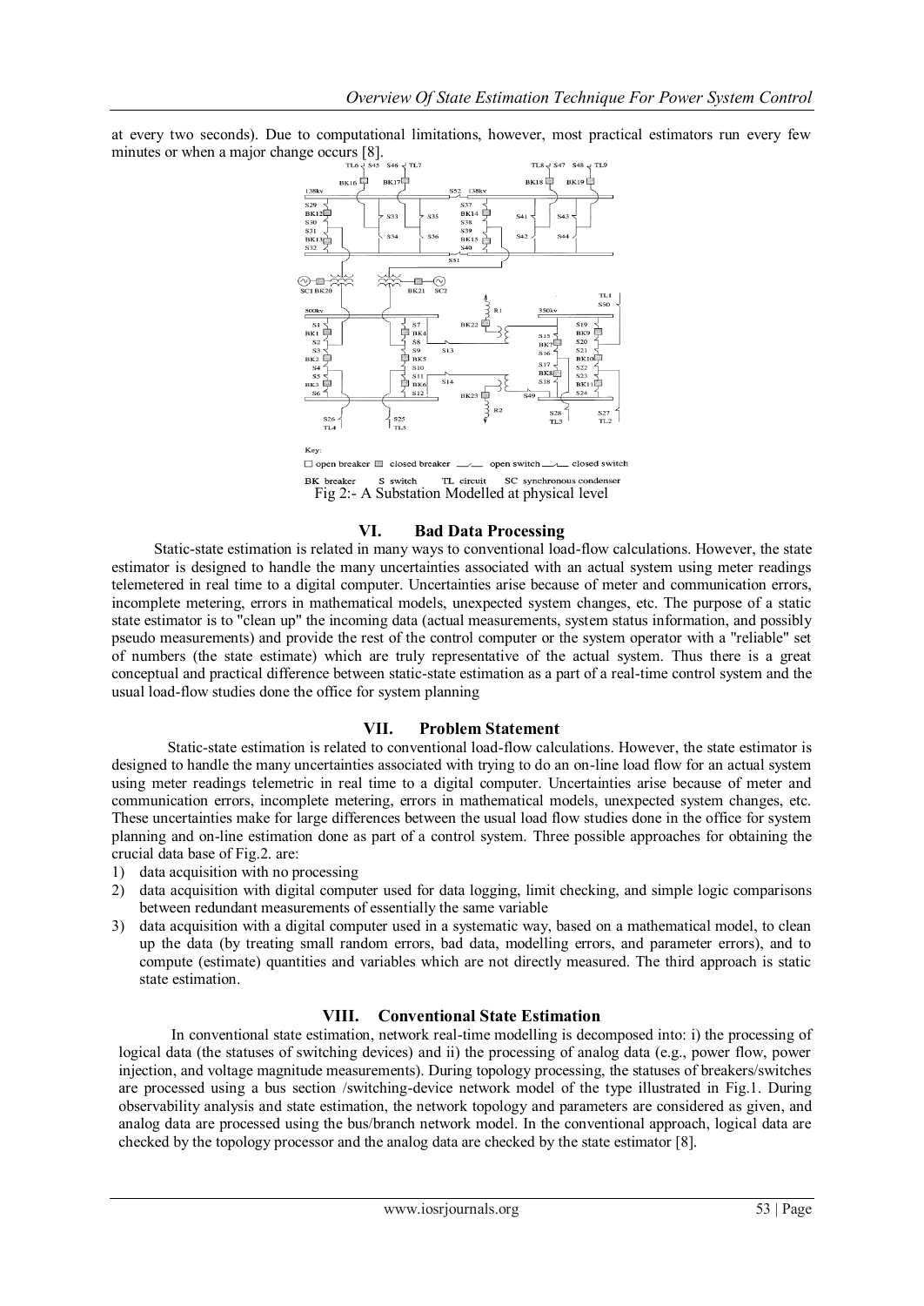at every two seconds). Due to computational limitations, however, most practical estimators run every few minutes or when a major change occurs [8].

Key:

□ open breaker ■ closed breaker — open switch — closed switch

BK breaker S switch TL circuit SC synchronous condenser

Fig 2:- A Substation Modelled at physical level

## VI. Bad Data Processing

Static-state estimation is related in many ways to conventional load-flow calculations. However, the state estimator is designed to handle the many uncertainties associated with an actual system using meter readings telemetered in real time to a digital computer. Uncertainties arise because of meter and communication errors, incomplete metering, errors in mathematical models, unexpected system changes, etc. The purpose of a static state estimator is to "clean up" the incoming data (actual measurements, system status information, and possibly pseudo measurements) and provide the rest of the control computer or the system operator with a "reliable" set of numbers (the state estimate) which are truly representative of the actual system. Thus there is a great conceptual and practical difference between static-state estimation as a part of a real-time control system and the usual load-flow studies done the office for system planning

## VII. Problem Statement

Static-state estimation is related to conventional load-flow calculations. However, the state estimator is designed to handle the many uncertainties associated with trying to do an on-line load flow for an actual system using meter readings telemetric in real time to a digital computer. Uncertainties arise because of meter and communication errors, incomplete metering, errors in mathematical models, unexpected system changes, etc. These uncertainties make for large differences between the usual load flow studies done in the office for system planning and on-line estimation done as part of a control system. Three possible approaches for obtaining the crucial data base of Fig.2. are:

1) data acquisition with no processing
2) data acquisition with digital computer used for data logging, limit checking, and simple logic comparisons between redundant measurements of essentially the same variable
3) data acquisition with a digital computer used in a systematic way, based on a mathematical model, to clean up the data (by treating small random errors, bad data, modelling errors, and parameter errors), and to compute (estimate) quantities and variables which are not directly measured. The third approach is static state estimation.

## VIII. Conventional State Estimation

In conventional state estimation, network real-time modelling is decomposed into: i) the processing of logical data (the statuses of switching devices) and ii) the processing of analog data (e.g., power flow, power injection, and voltage magnitude measurements). During topology processing, the statuses of breakers/switches are processed using a bus section /switching-device network model of the type illustrated in Fig.1. During observability analysis and state estimation, the network topology and parameters are considered as given, and analog data are processed using the bus/branch network model. In the conventional approach, logical data are checked by the topology processor and the analog data are checked by the state estimator [8].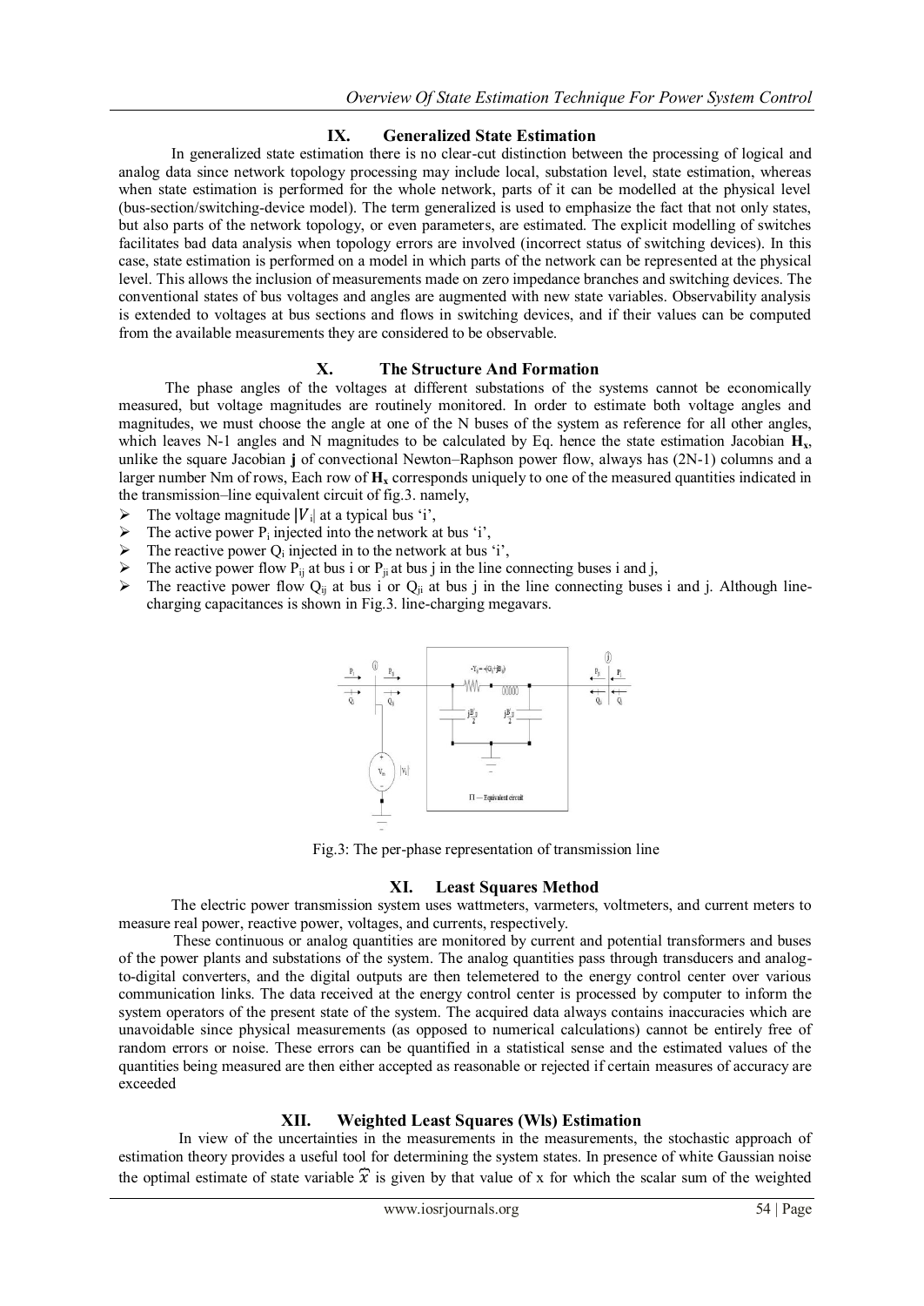## IX. Generalized State Estimation

In generalized state estimation there is no clear-cut distinction between the processing of logical and analog data since network topology processing may include local, substation level, state estimation, whereas when state estimation is performed for the whole network, parts of it can be modelled at the physical level (bus-section/switching-device model). The term generalized is used to emphasize the fact that not only states, but also parts of the network topology, or even parameters, are estimated. The explicit modelling of switches facilitates bad data analysis when topology errors are involved (incorrect status of switching devices). In this case, state estimation is performed on a model in which parts of the network can be represented at the physical level. This allows the inclusion of measurements made on zero impedance branches and switching devices. The conventional states of bus voltages and angles are augmented with new state variables. Observability analysis is extended to voltages at bus sections and flows in switching devices, and if their values can be computed from the available measurements they are considered to be observable.

## X. The Structure And Formation

The phase angles of the voltages at different substations of the systems cannot be economically measured, but voltage magnitudes are routinely monitored. In order to estimate both voltage angles and magnitudes, we must choose the angle at one of the N buses of the system as reference for all other angles, which leaves N-1 angles and N magnitudes to be calculated by Eq. hence the state estimation Jacobian $\mathbf{H_x}$, unlike the square Jacobian **j** of convectional Newton–Raphson power flow, always has (2N-1) columns and a larger number Nm of rows, Each row of $\mathbf{H_x}$ corresponds uniquely to one of the measured quantities indicated in the transmission–line equivalent circuit of fig.3. namely,

- The voltage magnitude $|V_i|$ at a typical bus 'i',
- The active power $P_i$ injected into the network at bus 'i',
- The reactive power $Q_i$ injected in to the network at bus 'i',
- The active power flow $P_{ij}$ at bus i or $P_{ji}$ at bus j in the line connecting buses i and j,
- The reactive power flow $Q_{ij}$ at bus i or $Q_{ji}$ at bus j in the line connecting buses i and j. Although line-charging capacitances is shown in Fig.3. line-charging megavars.

Fig.3: The per-phase representation of transmission line

## XI. Least Squares Method

The electric power transmission system uses wattmeters, varmeters, voltmeters, and current meters to measure real power, reactive power, voltages, and currents, respectively.

These continuous or analog quantities are monitored by current and potential transformers and buses of the power plants and substations of the system. The analog quantities pass through transducers and analog-to-digital converters, and the digital outputs are then telemetered to the energy control center over various communication links. The data received at the energy control center is processed by computer to inform the system operators of the present state of the system. The acquired data always contains inaccuracies which are unavoidable since physical measurements (as opposed to numerical calculations) cannot be entirely free of random errors or noise. These errors can be quantified in a statistical sense and the estimated values of the quantities being measured are then either accepted as reasonable or rejected if certain measures of accuracy are exceeded

## XII. Weighted Least Squares (Wls) Estimation

In view of the uncertainties in the measurements in the measurements, the stochastic approach of estimation theory provides a useful tool for determining the system states. In presence of white Gaussian noise the optimal estimate of state variable $\hat{x}$ is given by that value of x for which the scalar sum of the weighted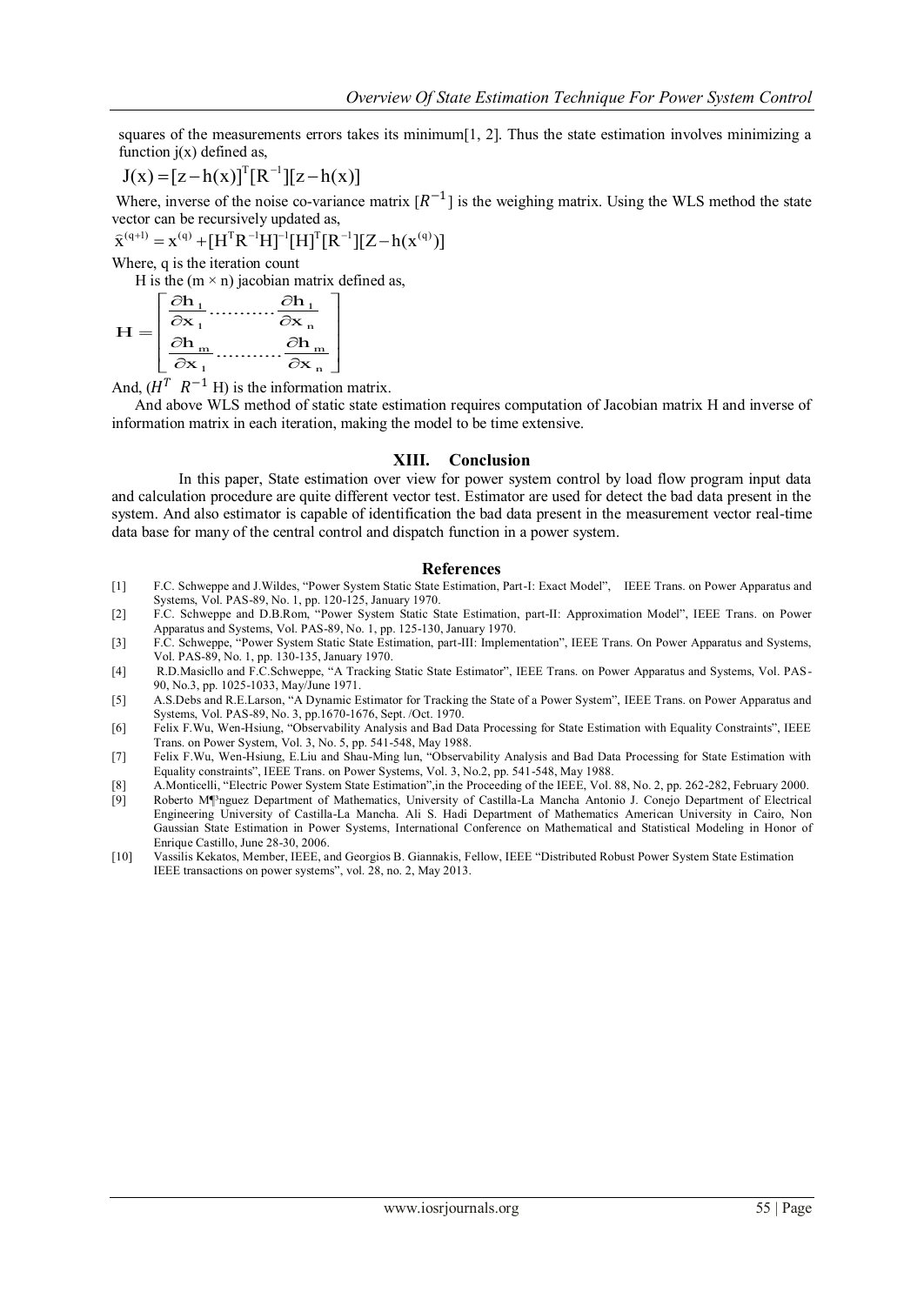squares of the measurements errors takes its minimum[1, 2]. Thus the state estimation involves minimizing a function j(x) defined as,

$$J(x) = [z - h(x)]^T [R^{-1}][z - h(x)]$$

Where, inverse of the noise co-variance matrix $[R^{-1}]$ is the weighing matrix. Using the WLS method the state vector can be recursively updated as,

$$\hat{x}^{(q+1)} = x^{(q)} + [H^T R^{-1} H]^{-1} [H]^T [R^{-1}][Z - h(x^{(q)})]$$

Where, q is the iteration count

H is the (m × n) jacobian matrix defined as,

$$H = \begin{bmatrix} \frac{\partial h_1}{\partial x_1} \cdots\cdots\cdots \frac{\partial h_1}{\partial x_n} \\ \frac{\partial h_m}{\partial x_1} \cdots\cdots\cdots \frac{\partial h_m}{\partial x_n} \end{bmatrix}$$

And, ($H^T$ $R^{-1}$ H) is the information matrix.

And above WLS method of static state estimation requires computation of Jacobian matrix H and inverse of information matrix in each iteration, making the model to be time extensive.

## XIII. Conclusion

In this paper, State estimation over view for power system control by load flow program input data and calculation procedure are quite different vector test. Estimator are used for detect the bad data present in the system. And also estimator is capable of identification the bad data present in the measurement vector real-time data base for many of the central control and dispatch function in a power system.

## References

[1] F.C. Schweppe and J.Wildes, "Power System Static State Estimation, Part-I: Exact Model", IEEE Trans. on Power Apparatus and Systems, Vol. PAS-89, No. 1, pp. 120-125, January 1970.

[2] F.C. Schweppe and D.B.Rom, "Power System Static State Estimation, part-II: Approximation Model", IEEE Trans. on Power Apparatus and Systems, Vol. PAS-89, No. 1, pp. 125-130, January 1970.

[3] F.C. Schweppe, "Power System Static State Estimation, part-III: Implementation", IEEE Trans. On Power Apparatus and Systems, Vol. PAS-89, No. 1, pp. 130-135, January 1970.

[4] R.D.Masiello and F.C.Schweppe, "A Tracking Static State Estimator", IEEE Trans. on Power Apparatus and Systems, Vol. PAS-90, No.3, pp. 1025-1033, May/June 1971.

[5] A.S.Debs and R.E.Larson, "A Dynamic Estimator for Tracking the State of a Power System", IEEE Trans. on Power Apparatus and Systems, Vol. PAS-89, No. 3, pp.1670-1676, Sept. /Oct. 1970.

[6] Felix F.Wu, Wen-Hsiung, "Observability Analysis and Bad Data Processing for State Estimation with Equality Constraints", IEEE Trans. on Power System, Vol. 3, No. 5, pp. 541-548, May 1988.

[7] Felix F.Wu, Wen-Hsiung, E.Liu and Shau-Ming lun, "Observability Analysis and Bad Data Processing for State Estimation with Equality constraints", IEEE Trans. on Power Systems, Vol. 3, No.2, pp. 541-548, May 1988.

[8] A.Monticelli, "Electric Power System State Estimation",in the Proceeding of the IEEE, Vol. 88, No. 2, pp. 262-282, February 2000.

[9] Roberto M¶³nguez Department of Mathematics, University of Castilla-La Mancha Antonio J. Conejo Department of Electrical Engineering University of Castilla-La Mancha. Ali S. Hadi Department of Mathematics American University in Cairo, Non Gaussian State Estimation in Power Systems, International Conference on Mathematical and Statistical Modeling in Honor of Enrique Castillo, June 28-30, 2006.

[10] Vassilis Kekatos, Member, IEEE, and Georgios B. Giannakis, Fellow, IEEE "Distributed Robust Power System State Estimation IEEE transactions on power systems", vol. 28, no. 2, May 2013.